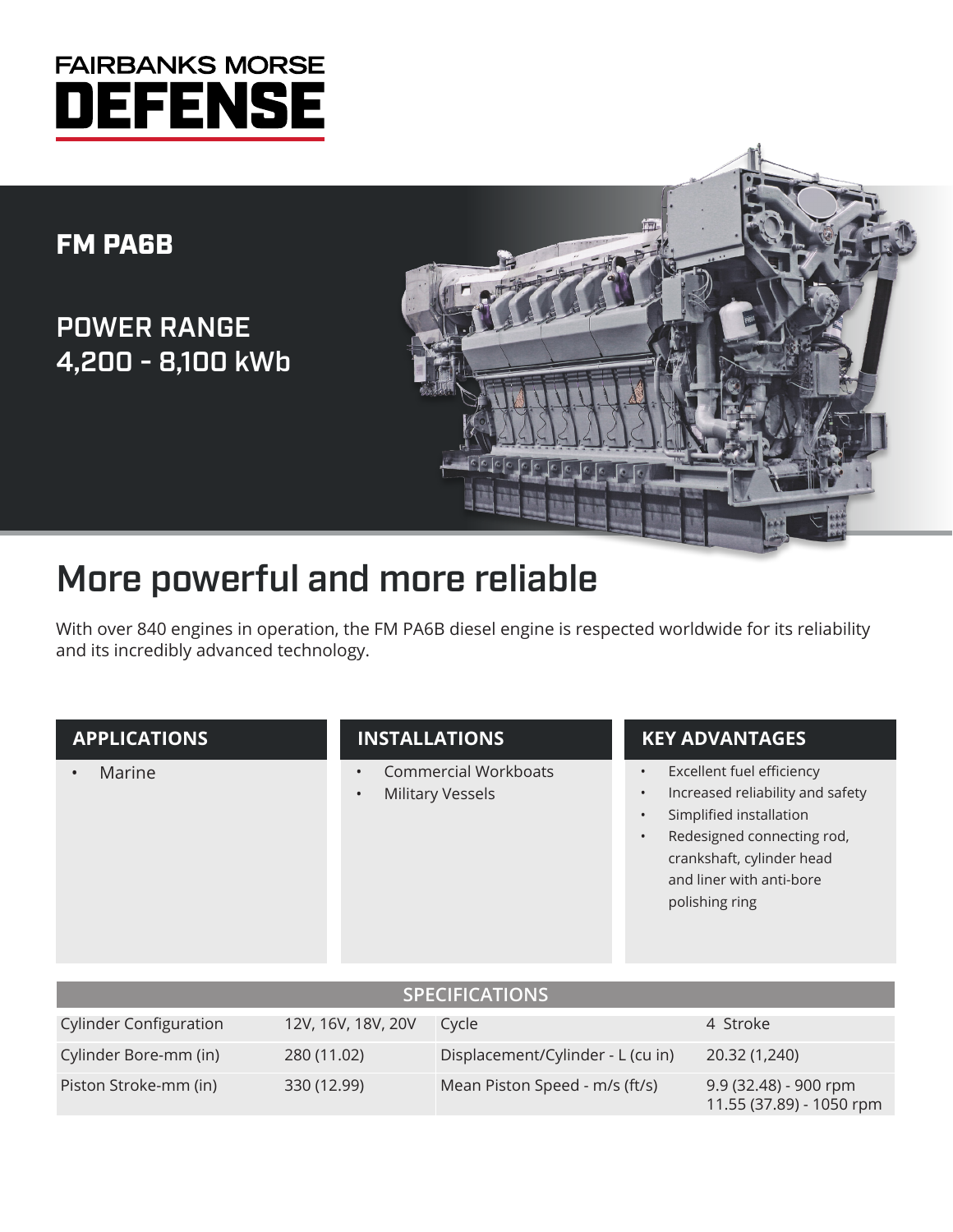# FAIRBANKS MORSE DEFENSE

## FM PA6B

## POWER RANGE 4,200 - 8,100 kWb

# More powerful and more reliable

With over 840 engines in operation, the FM PA6B diesel engine is respected worldwide for its reliability and its incredibly advanced technology.

### APPLICATIONS

- Marine

### INSTALLATIONS

- Commercial Workboats
- Military Vessels

### KEY ADVANTAGES

- Excellent fuel efficiency
- Increased reliability and safety
- Simplified installation
- Redesigned connecting rod, crankshaft, cylinder head and liner with anti-bore polishing ring

### SPECIFICATIONS

| | | | |
|---|---|---|---|
| Cylinder Configuration | 12V, 16V, 18V, 20V | Cycle | 4 Stroke |
| Cylinder Bore-mm (in) | 280 (11.02) | Displacement/Cylinder - L (cu in) | 20.32 (1,240) |
| Piston Stroke-mm (in) | 330 (12.99) | Mean Piston Speed - m/s (ft/s) | 9.9 (32.48) - 900 rpm<br>11.55 (37.89) - 1050 rpm |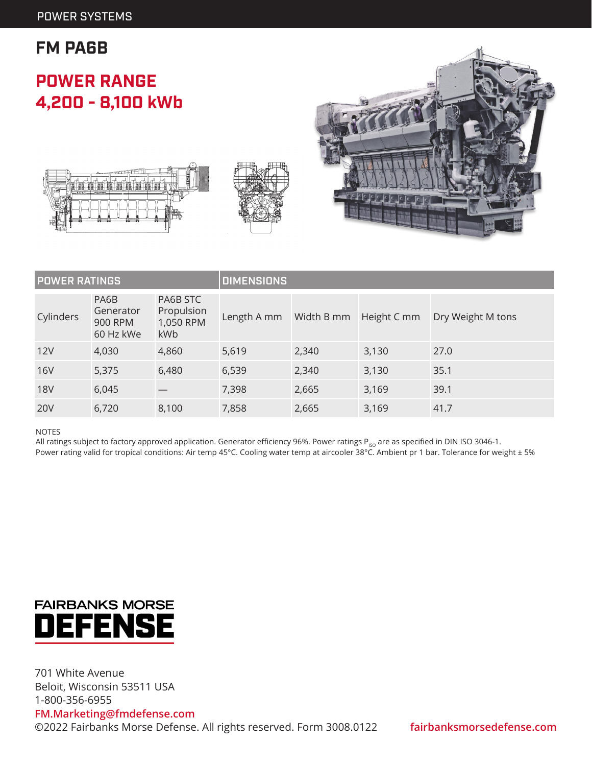POWER SYSTEMS

# FM PA6B

## POWER RANGE
## 4,200 – 8,100 kWb

| POWER RATINGS | | | DIMENSIONS | | | |
|---|---|---|---|---|---|---|
| Cylinders | PA6B Generator 900 RPM 60 Hz kWe | PA6B STC Propulsion 1,050 RPM kWb | Length A mm | Width B mm | Height C mm | Dry Weight M tons |
| 12V | 4,030 | 4,860 | 5,619 | 2,340 | 3,130 | 27.0 |
| 16V | 5,375 | 6,480 | 6,539 | 2,340 | 3,130 | 35.1 |
| 18V | 6,045 | — | 7,398 | 2,665 | 3,169 | 39.1 |
| 20V | 6,720 | 8,100 | 7,858 | 2,665 | 3,169 | 41.7 |

NOTES
All ratings subject to factory approved application. Generator efficiency 96%. Power ratings $P_{ISO}$ are as specified in DIN ISO 3046-1.
Power rating valid for tropical conditions: Air temp 45°C. Cooling water temp at aircooler 38°C. Ambient pr 1 bar. Tolerance for weight ± 5%

FAIRBANKS MORSE
**DEFENSE**

701 White Avenue
Beloit, Wisconsin 53511 USA
1-800-356-6955
FM.Marketing@fmdefense.com
©2022 Fairbanks Morse Defense. All rights reserved. Form 3008.0122

fairbanksmorsedefense.com